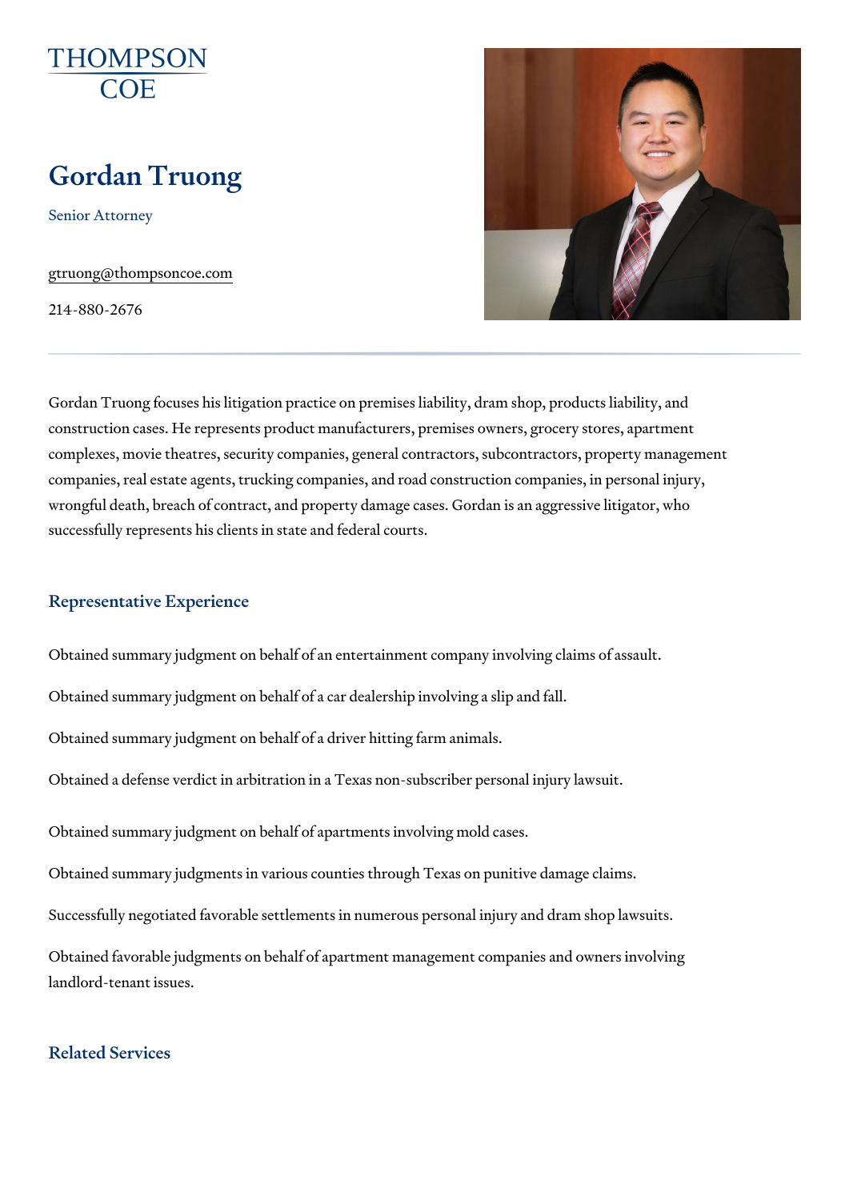THOMPSON COE

# Gordan Truong

Senior Attorney

gtruong@thompsoncoe.com

214-880-2676

Gordan Truong focuses his litigation practice on premises liability, dram shop, products liability, and construction cases. He represents product manufacturers, premises owners, grocery stores, apartment complexes, movie theatres, security companies, general contractors, subcontractors, property management companies, real estate agents, trucking companies, and road construction companies, in personal injury, wrongful death, breach of contract, and property damage cases. Gordan is an aggressive litigator, who successfully represents his clients in state and federal courts.

## Representative Experience

Obtained summary judgment on behalf of an entertainment company involving claims of assault.

Obtained summary judgment on behalf of a car dealership involving a slip and fall.

Obtained summary judgment on behalf of a driver hitting farm animals.

Obtained a defense verdict in arbitration in a Texas non-subscriber personal injury lawsuit.

Obtained summary judgment on behalf of apartments involving mold cases.

Obtained summary judgments in various counties through Texas on punitive damage claims.

Successfully negotiated favorable settlements in numerous personal injury and dram shop lawsuits.

Obtained favorable judgments on behalf of apartment management companies and owners involving landlord-tenant issues.

## Related Services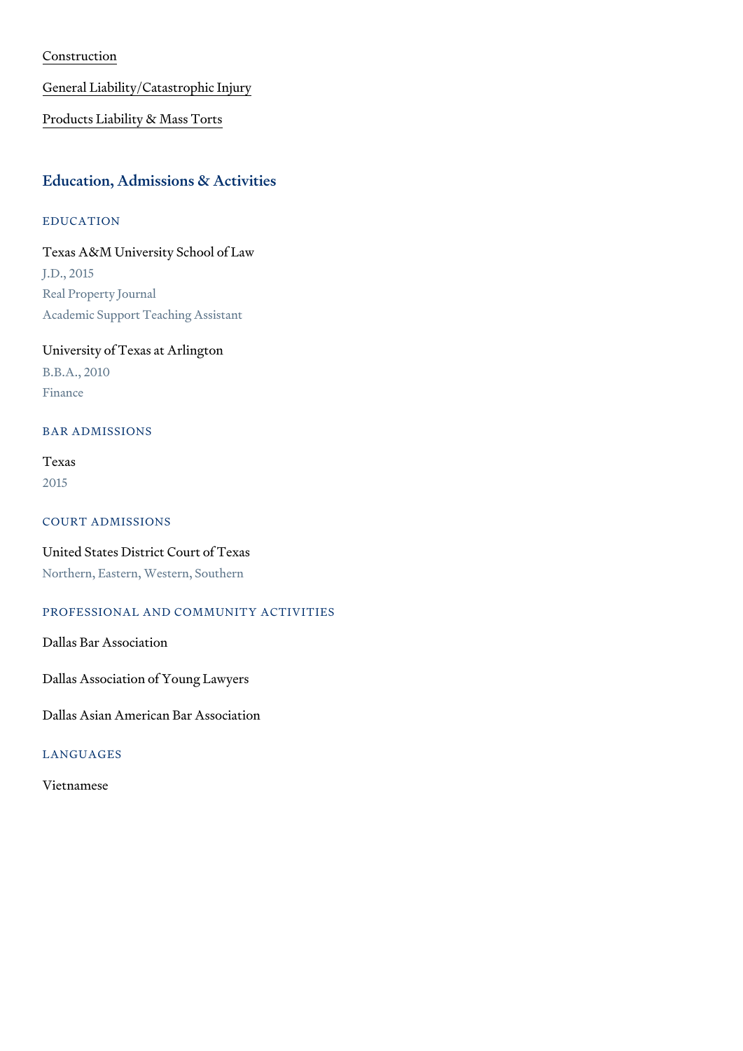Construction

General Liability/Catastrophic Injury

Products Liability & Mass Torts

## Education, Admissions & Activities

### EDUCATION

Texas A&M University School of Law

J.D., 2015

Real Property Journal

Academic Support Teaching Assistant

University of Texas at Arlington

B.B.A., 2010

Finance

### BAR ADMISSIONS

Texas

2015

### COURT ADMISSIONS

United States District Court of Texas

Northern, Eastern, Western, Southern

### PROFESSIONAL AND COMMUNITY ACTIVITIES

Dallas Bar Association

Dallas Association of Young Lawyers

Dallas Asian American Bar Association

### LANGUAGES

Vietnamese